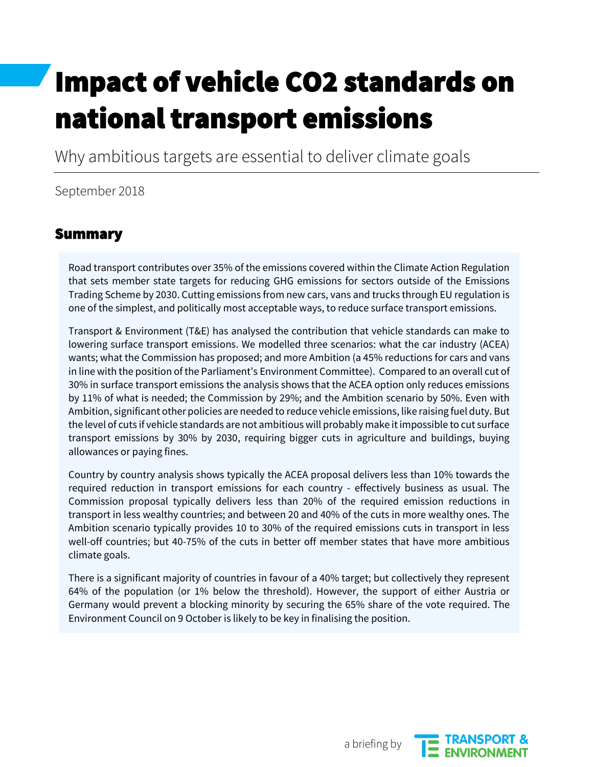# Impact of vehicle CO2 standards on national transport emissions

Why ambitious targets are essential to deliver climate goals

September 2018

## Summary

Road transport contributes over 35% of the emissions covered within the Climate Action Regulation that sets member state targets for reducing GHG emissions for sectors outside of the Emissions Trading Scheme by 2030. Cutting emissions from new cars, vans and trucks through EU regulation is one of the simplest, and politically most acceptable ways, to reduce surface transport emissions.

Transport & Environment (T&E) has analysed the contribution that vehicle standards can make to lowering surface transport emissions. We modelled three scenarios: what the car industry (ACEA) wants; what the Commission has proposed; and more Ambition (a 45% reductions for cars and vans in line with the position of the Parliament's Environment Committee). Compared to an overall cut of 30% in surface transport emissions the analysis shows that the ACEA option only reduces emissions by 11% of what is needed; the Commission by 29%; and the Ambition scenario by 50%. Even with Ambition, significant other policies are needed to reduce vehicle emissions, like raising fuel duty. But the level of cuts if vehicle standards are not ambitious will probably make it impossible to cut surface transport emissions by 30% by 2030, requiring bigger cuts in agriculture and buildings, buying allowances or paying fines.

Country by country analysis shows typically the ACEA proposal delivers less than 10% towards the required reduction in transport emissions for each country - effectively business as usual. The Commission proposal typically delivers less than 20% of the required emission reductions in transport in less wealthy countries; and between 20 and 40% of the cuts in more wealthy ones. The Ambition scenario typically provides 10 to 30% of the required emissions cuts in transport in less well-off countries; but 40-75% of the cuts in better off member states that have more ambitious climate goals.

There is a significant majority of countries in favour of a 40% target; but collectively they represent 64% of the population (or 1% below the threshold). However, the support of either Austria or Germany would prevent a blocking minority by securing the 65% share of the vote required. The Environment Council on 9 October is likely to be key in finalising the position.

a briefing by TRANSPORT & ENVIRONMENT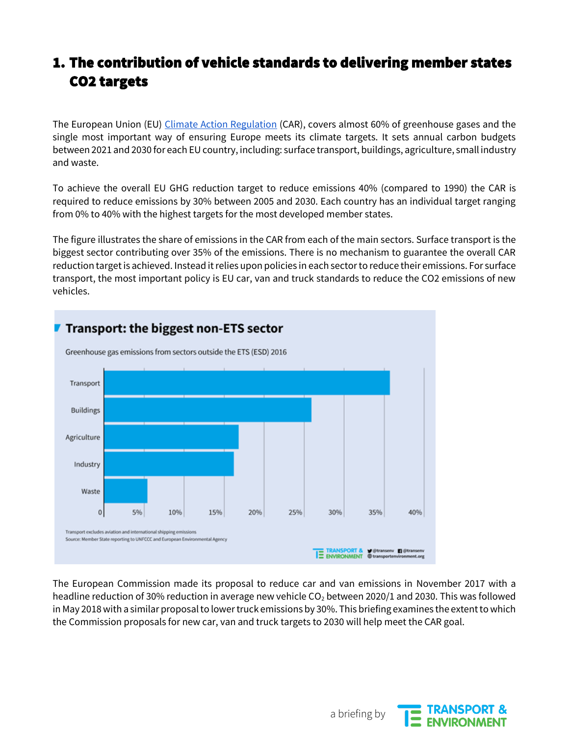# 1. The contribution of vehicle standards to delivering member states CO2 targets

The European Union (EU) Climate Action Regulation (CAR), covers almost 60% of greenhouse gases and the single most important way of ensuring Europe meets its climate targets. It sets annual carbon budgets between 2021 and 2030 for each EU country, including: surface transport, buildings, agriculture, small industry and waste.

To achieve the overall EU GHG reduction target to reduce emissions 40% (compared to 1990) the CAR is required to reduce emissions by 30% between 2005 and 2030. Each country has an individual target ranging from 0% to 40% with the highest targets for the most developed member states.

The figure illustrates the share of emissions in the CAR from each of the main sectors. Surface transport is the biggest sector contributing over 35% of the emissions. There is no mechanism to guarantee the overall CAR reduction target is achieved. Instead it relies upon policies in each sector to reduce their emissions. For surface transport, the most important policy is EU car, van and truck standards to reduce the CO2 emissions of new vehicles.

**Transport: the biggest non-ETS sector**

Greenhouse gas emissions from sectors outside the ETS (ESD) 2016

Transport excludes aviation and international shipping emissions
Source: Member State reporting to UNFCCC and European Environmental Agency

The European Commission made its proposal to reduce car and van emissions in November 2017 with a headline reduction of 30% reduction in average new vehicle $CO_2$ between 2020/1 and 2030. This was followed in May 2018 with a similar proposal to lower truck emissions by 30%. This briefing examines the extent to which the Commission proposals for new car, van and truck targets to 2030 will help meet the CAR goal.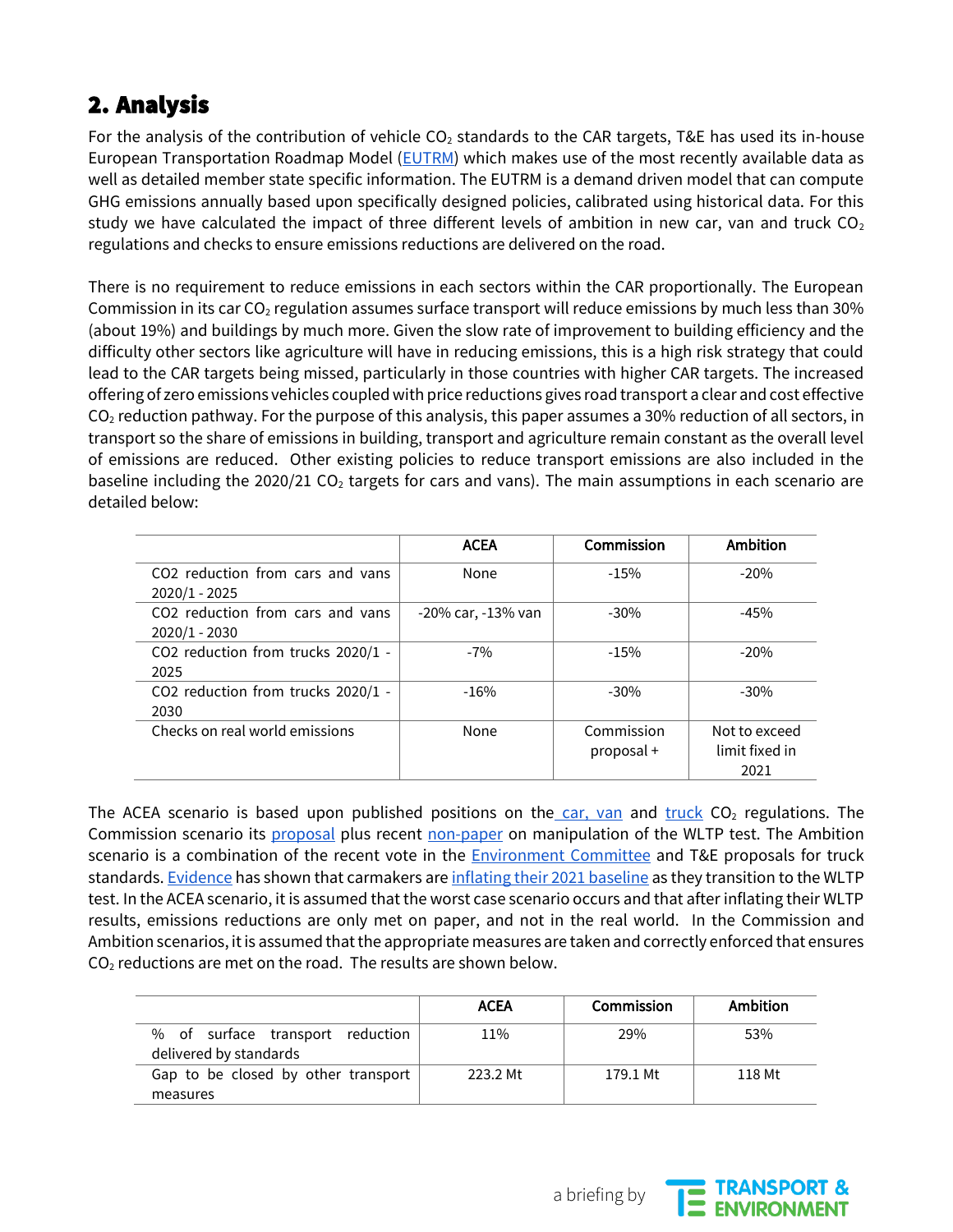## 2. Analysis

For the analysis of the contribution of vehicle $CO_2$ standards to the CAR targets, T&E has used its in-house European Transportation Roadmap Model (EUTRM) which makes use of the most recently available data as well as detailed member state specific information. The EUTRM is a demand driven model that can compute GHG emissions annually based upon specifically designed policies, calibrated using historical data. For this study we have calculated the impact of three different levels of ambition in new car, van and truck $CO_2$ regulations and checks to ensure emissions reductions are delivered on the road.

There is no requirement to reduce emissions in each sectors within the CAR proportionally. The European Commission in its car $CO_2$ regulation assumes surface transport will reduce emissions by much less than 30% (about 19%) and buildings by much more. Given the slow rate of improvement to building efficiency and the difficulty other sectors like agriculture will have in reducing emissions, this is a high risk strategy that could lead to the CAR targets being missed, particularly in those countries with higher CAR targets. The increased offering of zero emissions vehicles coupled with price reductions gives road transport a clear and cost effective $CO_2$ reduction pathway. For the purpose of this analysis, this paper assumes a 30% reduction of all sectors, in transport so the share of emissions in building, transport and agriculture remain constant as the overall level of emissions are reduced. Other existing policies to reduce transport emissions are also included in the baseline including the 2020/21 $CO_2$ targets for cars and vans). The main assumptions in each scenario are detailed below:

| | ACEA | Commission | Ambition |
|---|---|---|---|
| CO2 reduction from cars and vans 2020/1 - 2025 | None | -15% | -20% |
| CO2 reduction from cars and vans 2020/1 - 2030 | -20% car, -13% van | -30% | -45% |
| CO2 reduction from trucks 2020/1 - 2025 | -7% | -15% | -20% |
| CO2 reduction from trucks 2020/1 - 2030 | -16% | -30% | -30% |
| Checks on real world emissions | None | Commission proposal + | Not to exceed limit fixed in 2021 |

The ACEA scenario is based upon published positions on the car, van and truck $CO_2$ regulations. The Commission scenario its proposal plus recent non-paper on manipulation of the WLTP test. The Ambition scenario is a combination of the recent vote in the Environment Committee and T&E proposals for truck standards. Evidence has shown that carmakers are inflating their 2021 baseline as they transition to the WLTP test. In the ACEA scenario, it is assumed that the worst case scenario occurs and that after inflating their WLTP results, emissions reductions are only met on paper, and not in the real world. In the Commission and Ambition scenarios, it is assumed that the appropriate measures are taken and correctly enforced that ensures $CO_2$ reductions are met on the road. The results are shown below.

| | ACEA | Commission | Ambition |
|---|---|---|---|
| % of surface transport reduction delivered by standards | 11% | 29% | 53% |
| Gap to be closed by other transport measures | 223.2 Mt | 179.1 Mt | 118 Mt |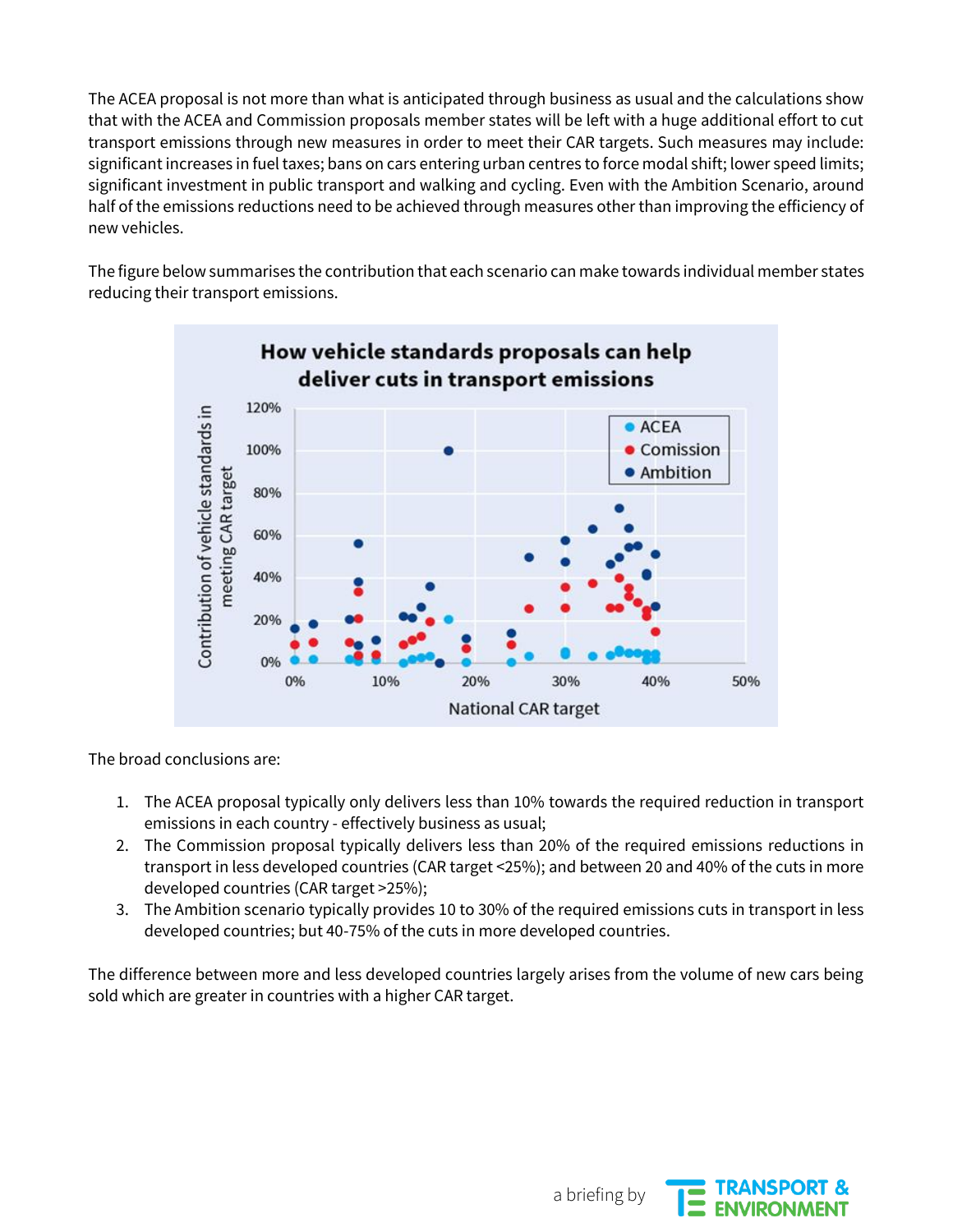The ACEA proposal is not more than what is anticipated through business as usual and the calculations show that with the ACEA and Commission proposals member states will be left with a huge additional effort to cut transport emissions through new measures in order to meet their CAR targets. Such measures may include: significant increases in fuel taxes; bans on cars entering urban centres to force modal shift; lower speed limits; significant investment in public transport and walking and cycling. Even with the Ambition Scenario, around half of the emissions reductions need to be achieved through measures other than improving the efficiency of new vehicles.

The figure below summarises the contribution that each scenario can make towards individual member states reducing their transport emissions.

The broad conclusions are:

1. The ACEA proposal typically only delivers less than 10% towards the required reduction in transport emissions in each country - effectively business as usual;
2. The Commission proposal typically delivers less than 20% of the required emissions reductions in transport in less developed countries (CAR target <25%); and between 20 and 40% of the cuts in more developed countries (CAR target >25%);
3. The Ambition scenario typically provides 10 to 30% of the required emissions cuts in transport in less developed countries; but 40-75% of the cuts in more developed countries.

The difference between more and less developed countries largely arises from the volume of new cars being sold which are greater in countries with a higher CAR target.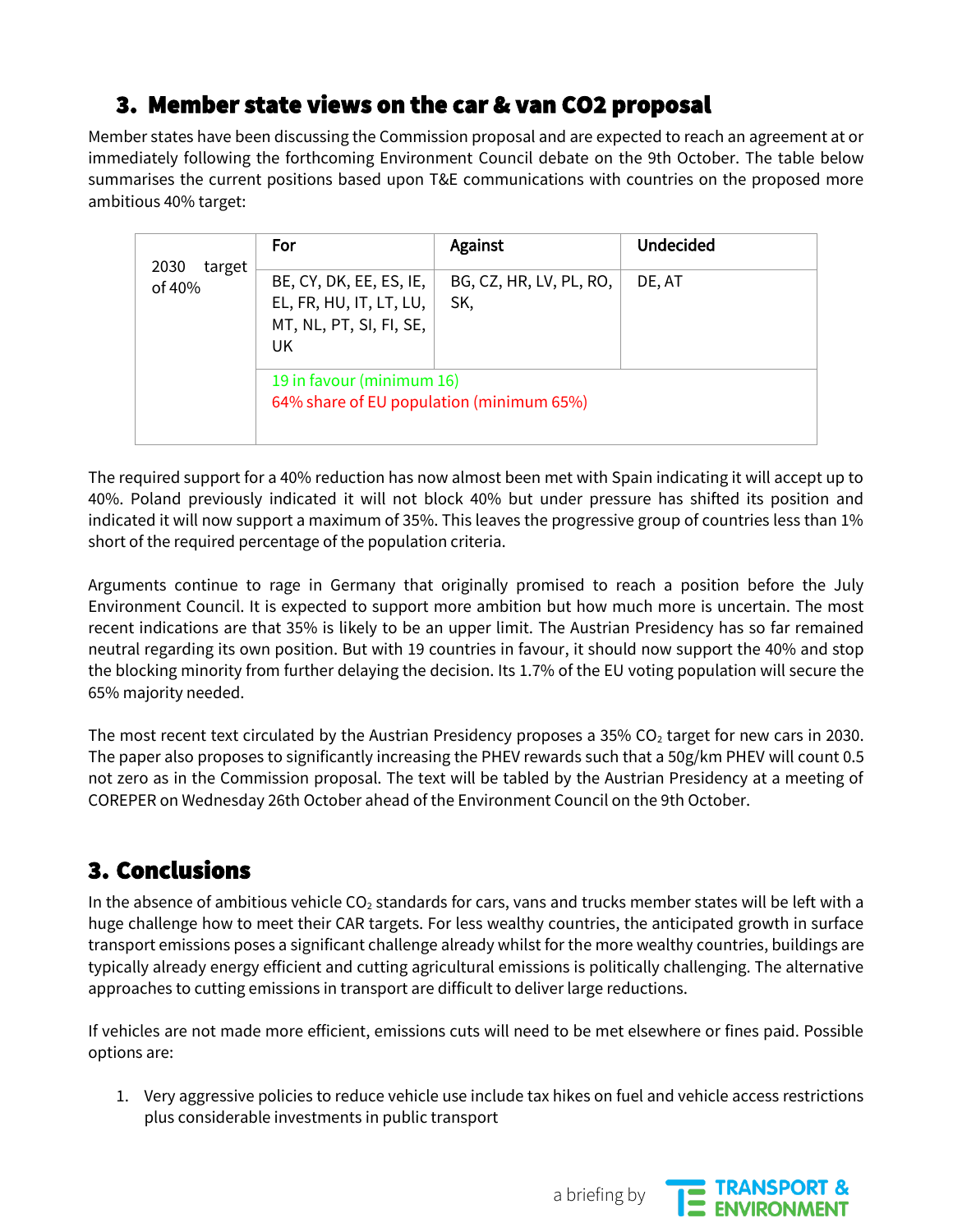## 3. Member state views on the car & van CO2 proposal

Member states have been discussing the Commission proposal and are expected to reach an agreement at or immediately following the forthcoming Environment Council debate on the 9th October. The table below summarises the current positions based upon T&E communications with countries on the proposed more ambitious 40% target:

| | For | Against | Undecided |
|---|---|---|---|
| 2030 target of 40% | BE, CY, DK, EE, ES, IE, EL, FR, HU, IT, LT, LU, MT, NL, PT, SI, FI, SE, UK | BG, CZ, HR, LV, PL, RO, SK, | DE, AT |
| | 19 in favour (minimum 16)<br>64% share of EU population (minimum 65%) | | |

The required support for a 40% reduction has now almost been met with Spain indicating it will accept up to 40%. Poland previously indicated it will not block 40% but under pressure has shifted its position and indicated it will now support a maximum of 35%. This leaves the progressive group of countries less than 1% short of the required percentage of the population criteria.

Arguments continue to rage in Germany that originally promised to reach a position before the July Environment Council. It is expected to support more ambition but how much more is uncertain. The most recent indications are that 35% is likely to be an upper limit. The Austrian Presidency has so far remained neutral regarding its own position. But with 19 countries in favour, it should now support the 40% and stop the blocking minority from further delaying the decision. Its 1.7% of the EU voting population will secure the 65% majority needed.

The most recent text circulated by the Austrian Presidency proposes a 35% $CO_2$ target for new cars in 2030. The paper also proposes to significantly increasing the PHEV rewards such that a 50g/km PHEV will count 0.5 not zero as in the Commission proposal. The text will be tabled by the Austrian Presidency at a meeting of COREPER on Wednesday 26th October ahead of the Environment Council on the 9th October.

## 3. Conclusions

In the absence of ambitious vehicle $CO_2$ standards for cars, vans and trucks member states will be left with a huge challenge how to meet their CAR targets. For less wealthy countries, the anticipated growth in surface transport emissions poses a significant challenge already whilst for the more wealthy countries, buildings are typically already energy efficient and cutting agricultural emissions is politically challenging. The alternative approaches to cutting emissions in transport are difficult to deliver large reductions.

If vehicles are not made more efficient, emissions cuts will need to be met elsewhere or fines paid. Possible options are:

1. Very aggressive policies to reduce vehicle use include tax hikes on fuel and vehicle access restrictions plus considerable investments in public transport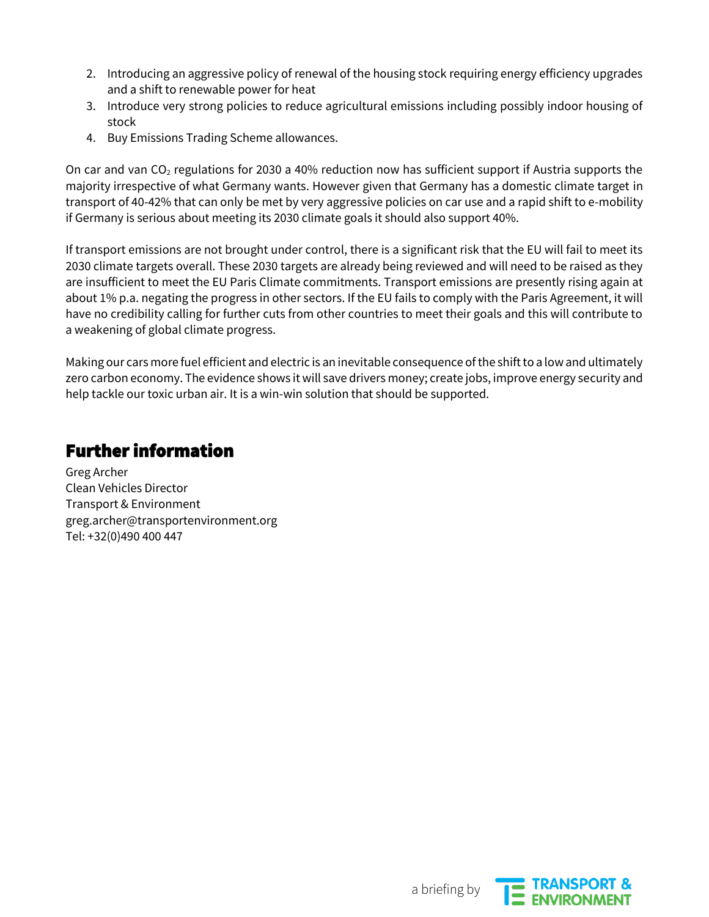2. Introducing an aggressive policy of renewal of the housing stock requiring energy efficiency upgrades and a shift to renewable power for heat
3. Introduce very strong policies to reduce agricultural emissions including possibly indoor housing of stock
4. Buy Emissions Trading Scheme allowances.

On car and van $CO_2$ regulations for 2030 a 40% reduction now has sufficient support if Austria supports the majority irrespective of what Germany wants. However given that Germany has a domestic climate target in transport of 40-42% that can only be met by very aggressive policies on car use and a rapid shift to e-mobility if Germany is serious about meeting its 2030 climate goals it should also support 40%.

If transport emissions are not brought under control, there is a significant risk that the EU will fail to meet its 2030 climate targets overall. These 2030 targets are already being reviewed and will need to be raised as they are insufficient to meet the EU Paris Climate commitments. Transport emissions are presently rising again at about 1% p.a. negating the progress in other sectors. If the EU fails to comply with the Paris Agreement, it will have no credibility calling for further cuts from other countries to meet their goals and this will contribute to a weakening of global climate progress.

Making our cars more fuel efficient and electric is an inevitable consequence of the shift to a low and ultimately zero carbon economy. The evidence shows it will save drivers money; create jobs, improve energy security and help tackle our toxic urban air. It is a win-win solution that should be supported.

## Further information

Greg Archer
Clean Vehicles Director
Transport & Environment
greg.archer@transportenvironment.org
Tel: +32(0)490 400 447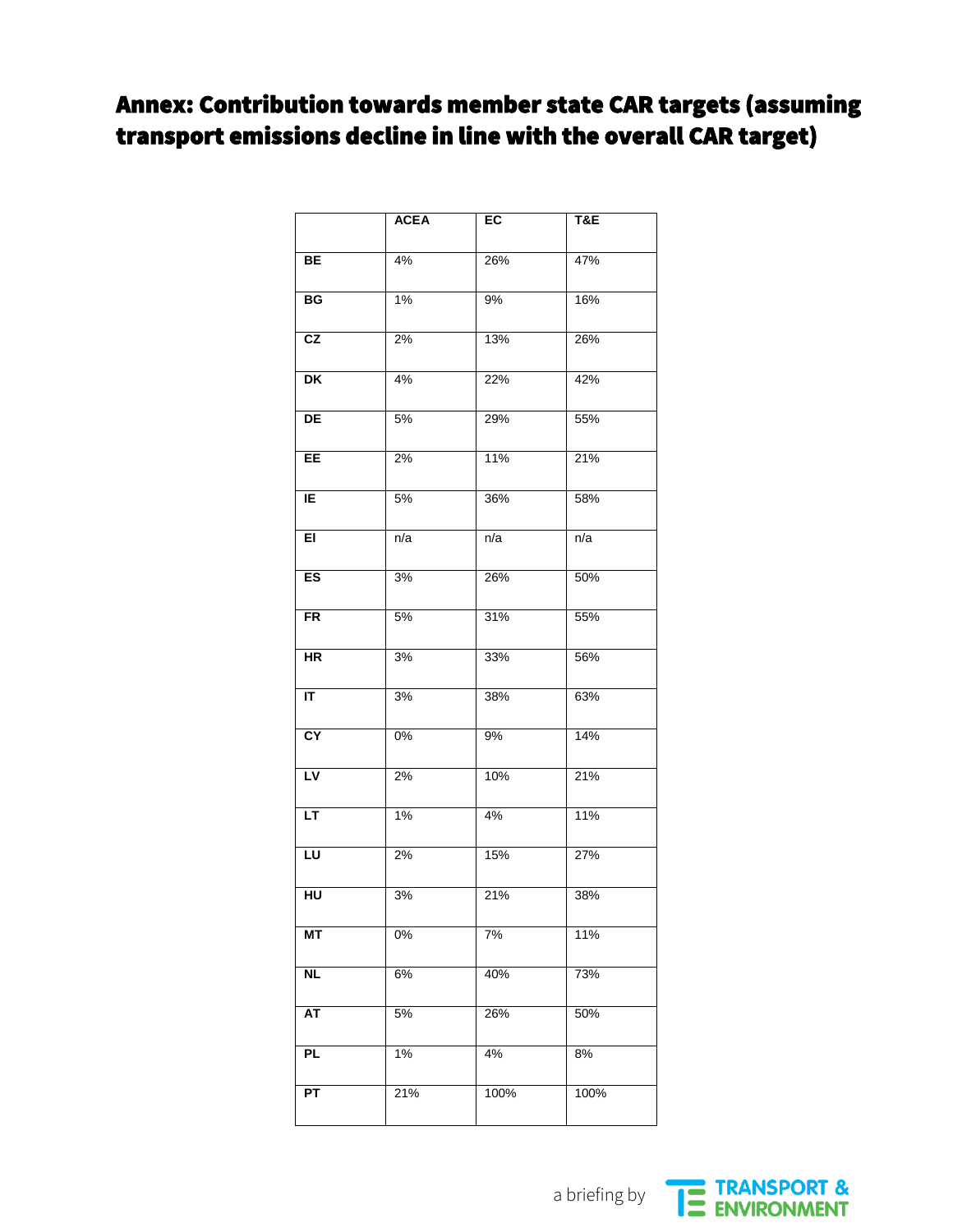# Annex: Contribution towards member state CAR targets (assuming transport emissions decline in line with the overall CAR target)

| | ACEA | EC | T&E |
|---|---|---|---|
| BE | 4% | 26% | 47% |
| BG | 1% | 9% | 16% |
| CZ | 2% | 13% | 26% |
| DK | 4% | 22% | 42% |
| DE | 5% | 29% | 55% |
| EE | 2% | 11% | 21% |
| IE | 5% | 36% | 58% |
| EI | n/a | n/a | n/a |
| ES | 3% | 26% | 50% |
| FR | 5% | 31% | 55% |
| HR | 3% | 33% | 56% |
| IT | 3% | 38% | 63% |
| CY | 0% | 9% | 14% |
| LV | 2% | 10% | 21% |
| LT | 1% | 4% | 11% |
| LU | 2% | 15% | 27% |
| HU | 3% | 21% | 38% |
| MT | 0% | 7% | 11% |
| NL | 6% | 40% | 73% |
| AT | 5% | 26% | 50% |
| PL | 1% | 4% | 8% |
| PT | 21% | 100% | 100% |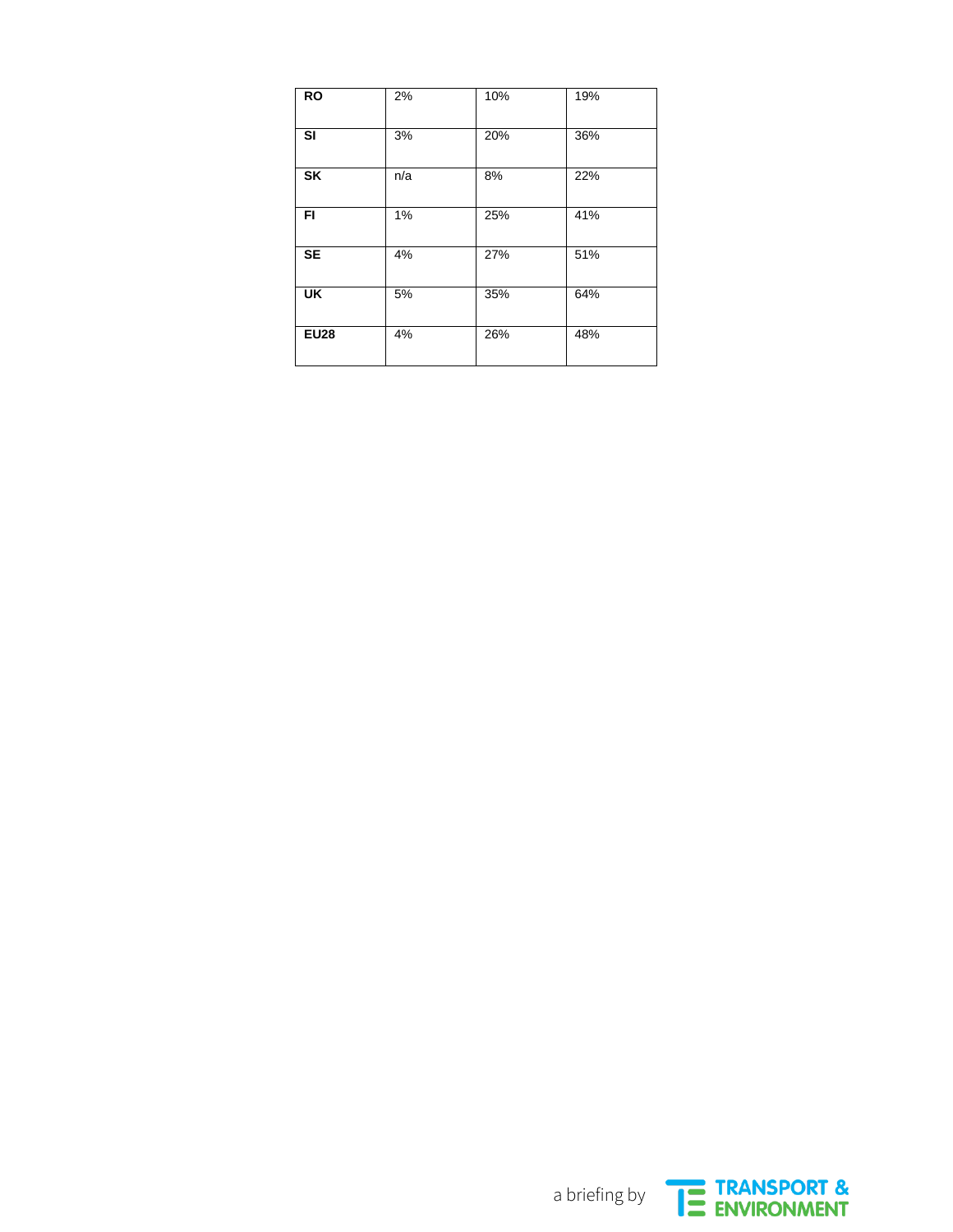| | | | |
|---|---|---|---|
| **RO** | 2% | 10% | 19% |
| **SI** | 3% | 20% | 36% |
| **SK** | n/a | 8% | 22% |
| **FI** | 1% | 25% | 41% |
| **SE** | 4% | 27% | 51% |
| **UK** | 5% | 35% | 64% |
| **EU28** | 4% | 26% | 48% |